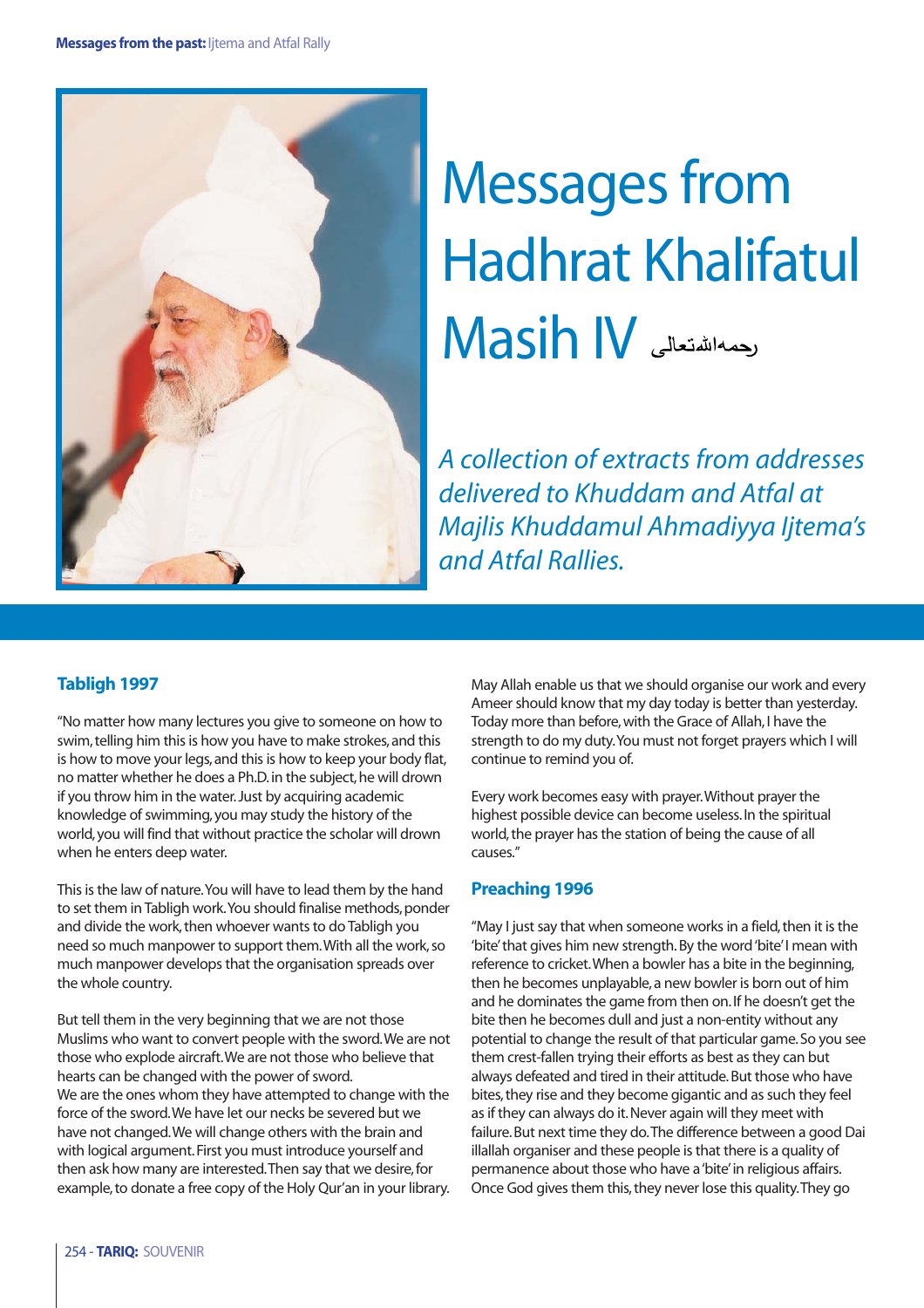# Messages from Hadhrat Khalifatul Masih IV رحمہ اللہ تعالیٰ

*A collection of extracts from addresses delivered to Khuddam and Atfal at Majlis Khuddamul Ahmadiyya Ijtema's and Atfal Rallies.*

### Tabligh 1997

"No matter how many lectures you give to someone on how to swim, telling him this is how you have to make strokes, and this is how to move your legs, and this is how to keep your body flat, no matter whether he does a Ph.D. in the subject, he will drown if you throw him in the water. Just by acquiring academic knowledge of swimming, you may study the history of the world, you will find that without practice the scholar will drown when he enters deep water.

This is the law of nature. You will have to lead them by the hand to set them in Tabligh work. You should finalise methods, ponder and divide the work, then whoever wants to do Tabligh you need so much manpower to support them. With all the work, so much manpower develops that the organisation spreads over the whole country.

But tell them in the very beginning that we are not those Muslims who want to convert people with the sword. We are not those who explode aircraft. We are not those who believe that hearts can be changed with the power of sword.
We are the ones whom they have attempted to change with the force of the sword. We have let our necks be severed but we have not changed. We will change others with the brain and with logical argument. First you must introduce yourself and then ask how many are interested. Then say that we desire, for example, to donate a free copy of the Holy Qur'an in your library.

May Allah enable us that we should organise our work and every Ameer should know that my day today is better than yesterday. Today more than before, with the Grace of Allah, I have the strength to do my duty. You must not forget prayers which I will continue to remind you of.

Every work becomes easy with prayer. Without prayer the highest possible device can become useless. In the spiritual world, the prayer has the station of being the cause of all causes."

### Preaching 1996

"May I just say that when someone works in a field, then it is the 'bite' that gives him new strength. By the word 'bite' I mean with reference to cricket. When a bowler has a bite in the beginning, then he becomes unplayable, a new bowler is born out of him and he dominates the game from then on. If he doesn't get the bite then he becomes dull and just a non-entity without any potential to change the result of that particular game. So you see them crest-fallen trying their efforts as best as they can but always defeated and tired in their attitude. But those who have bites, they rise and they become gigantic and as such they feel as if they can always do it. Never again will they meet with failure. But next time they do. The difference between a good Dai illallah organiser and these people is that there is a quality of permanence about those who have a 'bite' in religious affairs. Once God gives them this, they never lose this quality. They go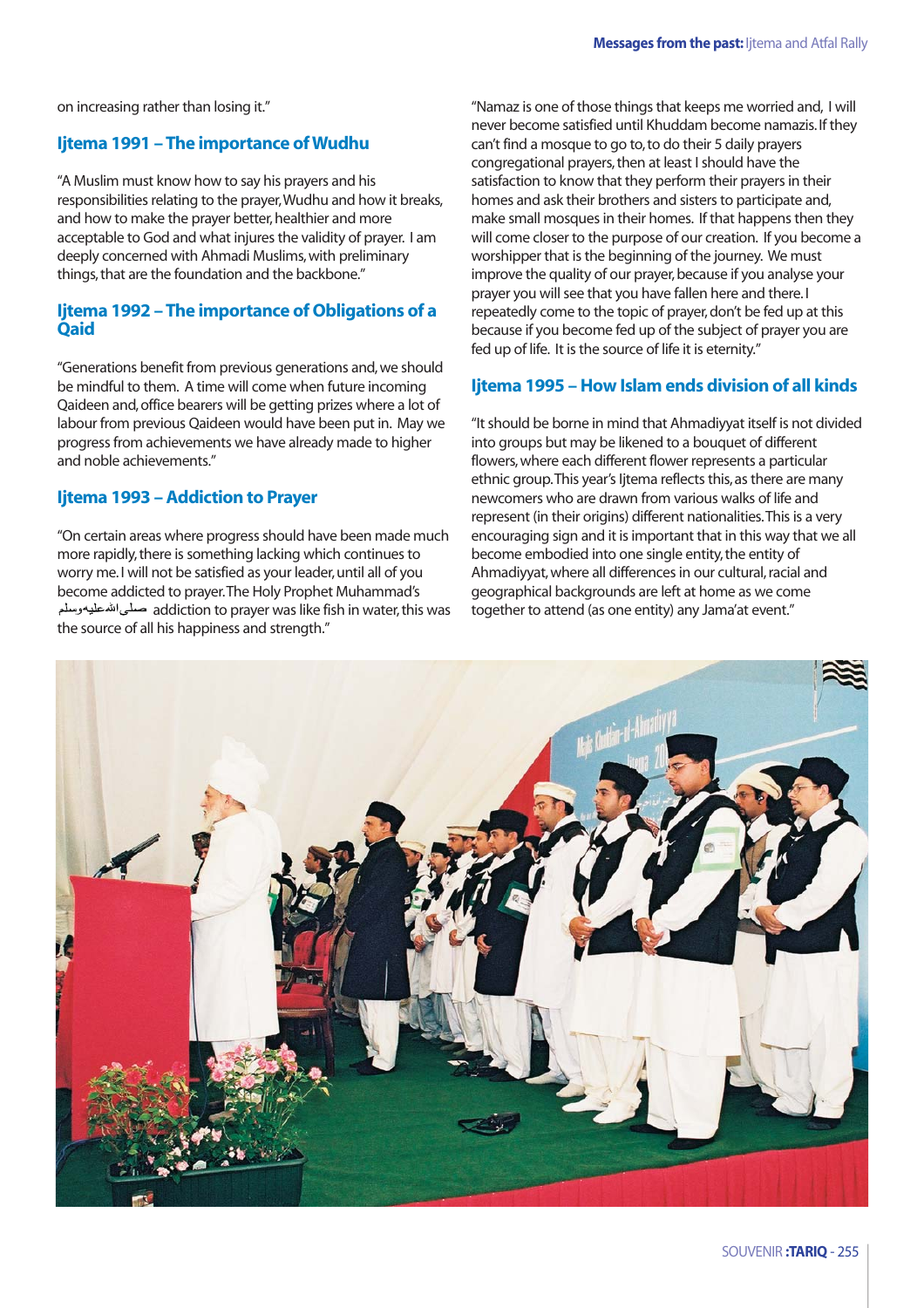on increasing rather than losing it."

## Ijtema 1991 – The importance of Wudhu

"A Muslim must know how to say his prayers and his responsibilities relating to the prayer, Wudhu and how it breaks, and how to make the prayer better, healthier and more acceptable to God and what injures the validity of prayer. I am deeply concerned with Ahmadi Muslims, with preliminary things, that are the foundation and the backbone."

## Ijtema 1992 – The importance of Obligations of a Qaid

"Generations benefit from previous generations and, we should be mindful to them. A time will come when future incoming Qaideen and, office bearers will be getting prizes where a lot of labour from previous Qaideen would have been put in. May we progress from achievements we have already made to higher and noble achievements."

## Ijtema 1993 – Addiction to Prayer

"On certain areas where progress should have been made much more rapidly, there is something lacking which continues to worry me. I will not be satisfied as your leader, until all of you become addicted to prayer. The Holy Prophet Muhammad's صلی اللہ علیہ وسلم addiction to prayer was like fish in water, this was the source of all his happiness and strength."

"Namaz is one of those things that keeps me worried and, I will never become satisfied until Khuddam become namazis. If they can't find a mosque to go to, to do their 5 daily prayers congregational prayers, then at least I should have the satisfaction to know that they perform their prayers in their homes and ask their brothers and sisters to participate and, make small mosques in their homes. If that happens then they will come closer to the purpose of our creation. If you become a worshipper that is the beginning of the journey. We must improve the quality of our prayer, because if you analyse your prayer you will see that you have fallen here and there. I repeatedly come to the topic of prayer, don't be fed up at this because if you become fed up of the subject of prayer you are fed up of life. It is the source of life it is eternity."

## Ijtema 1995 – How Islam ends division of all kinds

"It should be borne in mind that Ahmadiyyat itself is not divided into groups but may be likened to a bouquet of different flowers, where each different flower represents a particular ethnic group. This year's Ijtema reflects this, as there are many newcomers who are drawn from various walks of life and represent (in their origins) different nationalities. This is a very encouraging sign and it is important that in this way that we all become embodied into one single entity, the entity of Ahmadiyyat, where all differences in our cultural, racial and geographical backgrounds are left at home as we come together to attend (as one entity) any Jama'at event."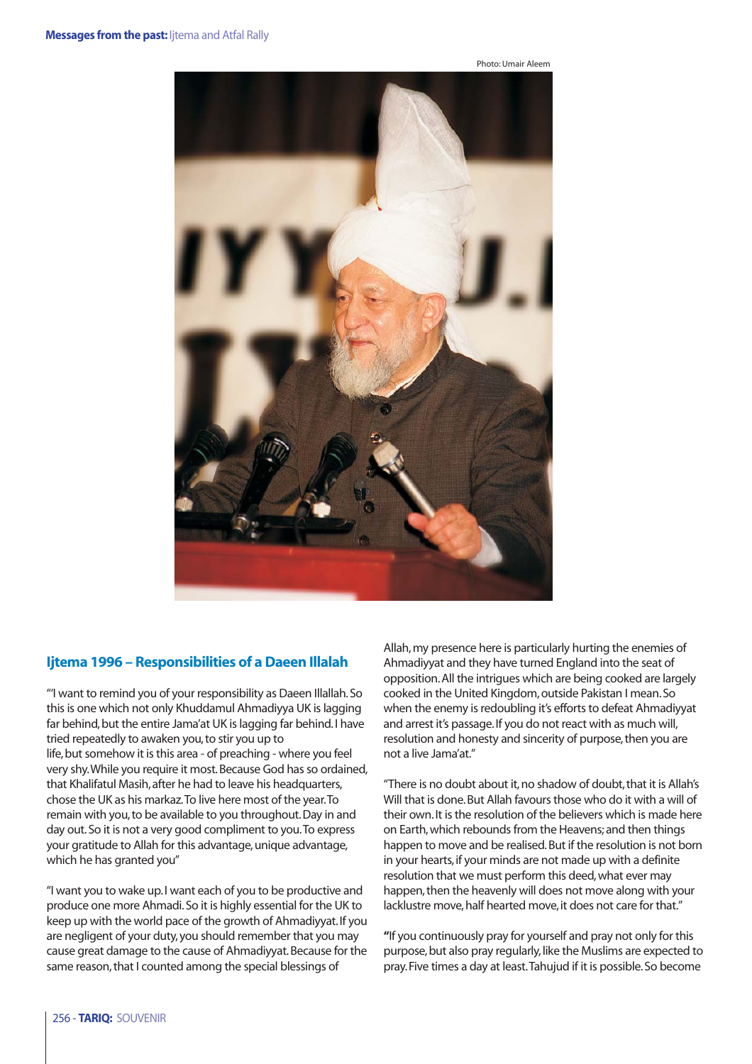Photo: Umair Aleem

## Ijtema 1996 – Responsibilities of a Daeen Illalah

"'I want to remind you of your responsibility as Daeen Illallah. So this is one which not only Khuddamul Ahmadiyya UK is lagging far behind, but the entire Jama'at UK is lagging far behind. I have tried repeatedly to awaken you, to stir you up to life, but somehow it is this area - of preaching - where you feel very shy. While you require it most. Because God has so ordained, that Khalifatul Masih, after he had to leave his headquarters, chose the UK as his markaz. To live here most of the year. To remain with you, to be available to you throughout. Day in and day out. So it is not a very good compliment to you. To express your gratitude to Allah for this advantage, unique advantage, which he has granted you"

"I want you to wake up. I want each of you to be productive and produce one more Ahmadi. So it is highly essential for the UK to keep up with the world pace of the growth of Ahmadiyyat. If you are negligent of your duty, you should remember that you may cause great damage to the cause of Ahmadiyyat. Because for the same reason, that I counted among the special blessings of Allah, my presence here is particularly hurting the enemies of Ahmadiyyat and they have turned England into the seat of opposition. All the intrigues which are being cooked are largely cooked in the United Kingdom, outside Pakistan I mean. So when the enemy is redoubling it's efforts to defeat Ahmadiyyat and arrest it's passage. If you do not react with as much will, resolution and honesty and sincerity of purpose, then you are not a live Jama'at."

"There is no doubt about it, no shadow of doubt, that it is Allah's Will that is done. But Allah favours those who do it with a will of their own. It is the resolution of the believers which is made here on Earth, which rebounds from the Heavens; and then things happen to move and be realised. But if the resolution is not born in your hearts, if your minds are not made up with a definite resolution that we must perform this deed, what ever may happen, then the heavenly will does not move along with your lacklustre move, half hearted move, it does not care for that."

"If you continuously pray for yourself and pray not only for this purpose, but also pray regularly, like the Muslims are expected to pray. Five times a day at least. Tahujud if it is possible. So become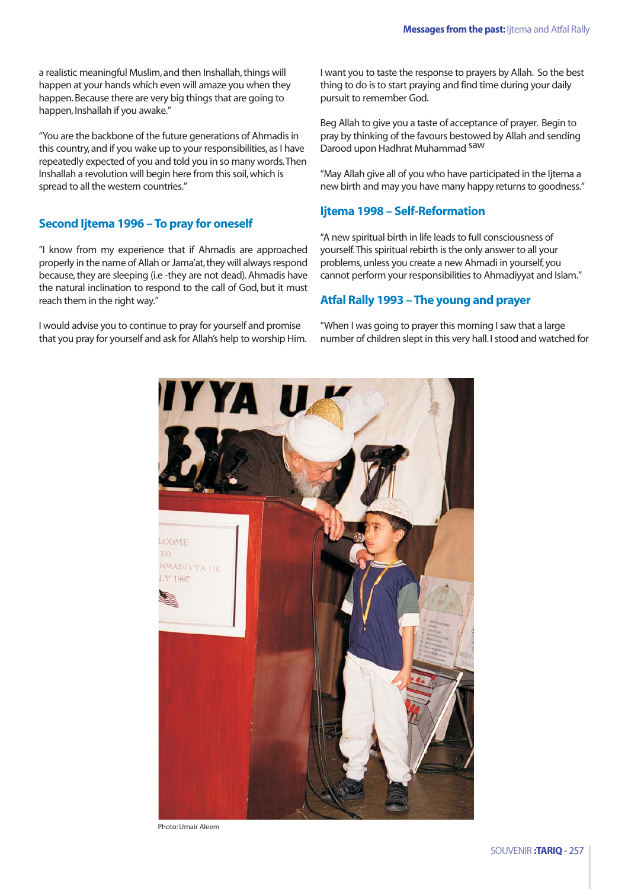a realistic meaningful Muslim, and then Inshallah, things will happen at your hands which even will amaze you when they happen. Because there are very big things that are going to happen, Inshallah if you awake."

"You are the backbone of the future generations of Ahmadis in this country, and if you wake up to your responsibilities, as I have repeatedly expected of you and told you in so many words. Then Inshallah a revolution will begin here from this soil, which is spread to all the western countries."

## Second Ijtema 1996 – To pray for oneself

"I know from my experience that if Ahmadis are approached properly in the name of Allah or Jama'at, they will always respond because, they are sleeping (i.e -they are not dead). Ahmadis have the natural inclination to respond to the call of God, but it must reach them in the right way."

I would advise you to continue to pray for yourself and promise that you pray for yourself and ask for Allah's help to worship Him. I want you to taste the response to prayers by Allah. So the best thing to do is to start praying and find time during your daily pursuit to remember God.

Beg Allah to give you a taste of acceptance of prayer. Begin to pray by thinking of the favours bestowed by Allah and sending Darood upon Hadhrat Muhammad saw

"May Allah give all of you who have participated in the Ijtema a new birth and may you have many happy returns to goodness."

## Ijtema 1998 – Self-Reformation

"A new spiritual birth in life leads to full consciousness of yourself. This spiritual rebirth is the only answer to all your problems, unless you create a new Ahmadi in yourself, you cannot perform your responsibilities to Ahmadiyyat and Islam."

## Atfal Rally 1993 – The young and prayer

"When I was going to prayer this morning I saw that a large number of children slept in this very hall. I stood and watched for

Photo: Umair Aleem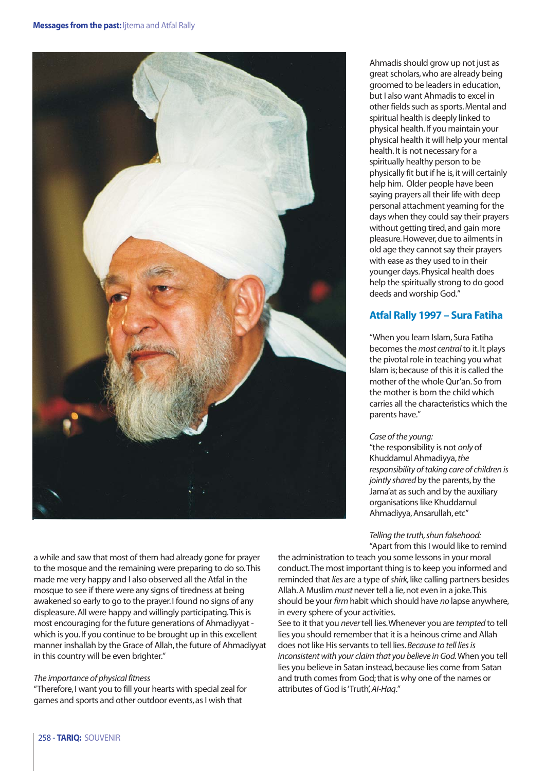a while and saw that most of them had already gone for prayer to the mosque and the remaining were preparing to do so. This made me very happy and I also observed all the Atfal in the mosque to see if there were any signs of tiredness at being awakened so early to go to the prayer. I found no signs of any displeasure. All were happy and willingly participating. This is most encouraging for the future generations of Ahmadiyyat - which is you. If you continue to be brought up in this excellent manner inshallah by the Grace of Allah, the future of Ahmadiyyat in this country will be even brighter."

*The importance of physical fitness*

"Therefore, I want you to fill your hearts with special zeal for games and sports and other outdoor events, as I wish that Ahmadis should grow up not just as great scholars, who are already being groomed to be leaders in education, but I also want Ahmadis to excel in other fields such as sports. Mental and spiritual health is deeply linked to physical health. If you maintain your physical health it will help your mental health. It is not necessary for a spiritually healthy person to be physically fit but if he is, it will certainly help him. Older people have been saying prayers all their life with deep personal attachment yearning for the days when they could say their prayers without getting tired, and gain more pleasure. However, due to ailments in old age they cannot say their prayers with ease as they used to in their younger days. Physical health does help the spiritually strong to do good deeds and worship God."

## Atfal Rally 1997 – Sura Fatiha

"When you learn Islam, Sura Fatiha becomes the *most central* to it. It plays the pivotal role in teaching you what Islam is; because of this it is called the mother of the whole Qur'an. So from the mother is born the child which carries all the characteristics which the parents have."

*Case of the young:*

"the responsibility is not *only* of Khuddamul Ahmadiyya, *the responsibility of taking care of children is jointly shared* by the parents, by the Jama'at as such and by the auxiliary organisations like Khuddamul Ahmadiyya, Ansarullah, etc"

*Telling the truth, shun falsehood:*

"Apart from this I would like to remind the administration to teach you some lessons in your moral conduct. The most important thing is to keep you informed and reminded that *lies* are a type of *shirk*, like calling partners besides Allah. A Muslim *must* never tell a lie, not even in a joke. This should be your *firm* habit which should have *no* lapse anywhere, in every sphere of your activities.

See to it that you *never* tell lies. Whenever you are *tempted* to tell lies you should remember that it is a heinous crime and Allah does not like His servants to tell lies. *Because to tell lies is inconsistent with your claim that you believe in God.* When you tell lies you believe in Satan instead, because lies come from Satan and truth comes from God; that is why one of the names or attributes of God is 'Truth', *Al-Haq*."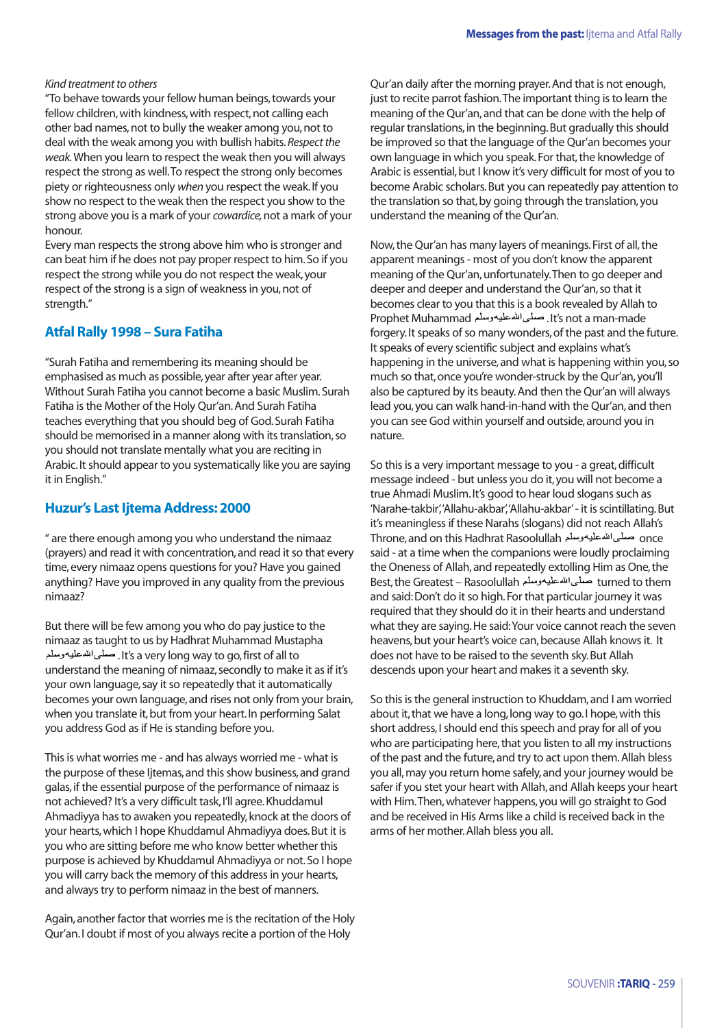*Kind treatment to others*

"To behave towards your fellow human beings, towards your fellow children, with kindness, with respect, not calling each other bad names, not to bully the weaker among you, not to deal with the weak among you with bullish habits. *Respect the weak.* When you learn to respect the weak then you will always respect the strong as well. To respect the strong only becomes piety or righteousness only *when* you respect the weak. If you show no respect to the weak then the respect you show to the strong above you is a mark of your *cowardice,* not a mark of your honour.

Every man respects the strong above him who is stronger and can beat him if he does not pay proper respect to him. So if you respect the strong while you do not respect the weak, your respect of the strong is a sign of weakness in you, not of strength."

## Atfal Rally 1998 – Sura Fatiha

"Surah Fatiha and remembering its meaning should be emphasised as much as possible, year after year after year. Without Surah Fatiha you cannot become a basic Muslim. Surah Fatiha is the Mother of the Holy Qur'an. And Surah Fatiha teaches everything that you should beg of God. Surah Fatiha should be memorised in a manner along with its translation, so you should not translate mentally what you are reciting in Arabic. It should appear to you systematically like you are saying it in English."

## Huzur's Last Ijtema Address: 2000

" are there enough among you who understand the nimaaz (prayers) and read it with concentration, and read it so that every time, every nimaaz opens questions for you? Have you gained anything? Have you improved in any quality from the previous nimaaz?

But there will be few among you who do pay justice to the nimaaz as taught to us by Hadhrat Muhammad Mustapha صلی اللہ علیہ وسلم. It's a very long way to go, first of all to understand the meaning of nimaaz, secondly to make it as if it's your own language, say it so repeatedly that it automatically becomes your own language, and rises not only from your brain, when you translate it, but from your heart. In performing Salat you address God as if He is standing before you.

This is what worries me - and has always worried me - what is the purpose of these Ijtemas, and this show business, and grand galas, if the essential purpose of the performance of nimaaz is not achieved? It's a very difficult task, I'll agree. Khuddamul Ahmadiyya has to awaken you repeatedly, knock at the doors of your hearts, which I hope Khuddamul Ahmadiyya does. But it is you who are sitting before me who know better whether this purpose is achieved by Khuddamul Ahmadiyya or not. So I hope you will carry back the memory of this address in your hearts, and always try to perform nimaaz in the best of manners.

Again, another factor that worries me is the recitation of the Holy Qur'an. I doubt if most of you always recite a portion of the Holy Qur'an daily after the morning prayer. And that is not enough, just to recite parrot fashion. The important thing is to learn the meaning of the Qur'an, and that can be done with the help of regular translations, in the beginning. But gradually this should be improved so that the language of the Qur'an becomes your own language in which you speak. For that, the knowledge of Arabic is essential, but I know it's very difficult for most of you to become Arabic scholars. But you can repeatedly pay attention to the translation so that, by going through the translation, you understand the meaning of the Qur'an.

Now, the Qur'an has many layers of meanings. First of all, the apparent meanings - most of you don't know the apparent meaning of the Qur'an, unfortunately. Then to go deeper and deeper and deeper and understand the Qur'an, so that it becomes clear to you that this is a book revealed by Allah to Prophet Muhammad صلی اللہ علیہ وسلم. It's not a man-made forgery. It speaks of so many wonders, of the past and the future. It speaks of every scientific subject and explains what's happening in the universe, and what is happening within you, so much so that, once you're wonder-struck by the Qur'an, you'll also be captured by its beauty. And then the Qur'an will always lead you, you can walk hand-in-hand with the Qur'an, and then you can see God within yourself and outside, around you in nature.

So this is a very important message to you - a great, difficult message indeed - but unless you do it, you will not become a true Ahmadi Muslim. It's good to hear loud slogans such as 'Narahe-takbir', 'Allahu-akbar', 'Allahu-akbar' - it is scintillating. But it's meaningless if these Narahs (slogans) did not reach Allah's Throne, and on this Hadhrat Rasoolullah صلی اللہ علیہ وسلم once said - at a time when the companions were loudly proclaiming the Oneness of Allah, and repeatedly extolling Him as One, the Best, the Greatest – Rasoolullah صلی اللہ علیہ وسلم turned to them and said: Don't do it so high. For that particular journey it was required that they should do it in their hearts and understand what they are saying. He said: Your voice cannot reach the seven heavens, but your heart's voice can, because Allah knows it. It does not have to be raised to the seventh sky. But Allah descends upon your heart and makes it a seventh sky.

So this is the general instruction to Khuddam, and I am worried about it, that we have a long, long way to go. I hope, with this short address, I should end this speech and pray for all of you who are participating here, that you listen to all my instructions of the past and the future, and try to act upon them. Allah bless you all, may you return home safely, and your journey would be safer if you stet your heart with Allah, and Allah keeps your heart with Him. Then, whatever happens, you will go straight to God and be received in His Arms like a child is received back in the arms of her mother. Allah bless you all.